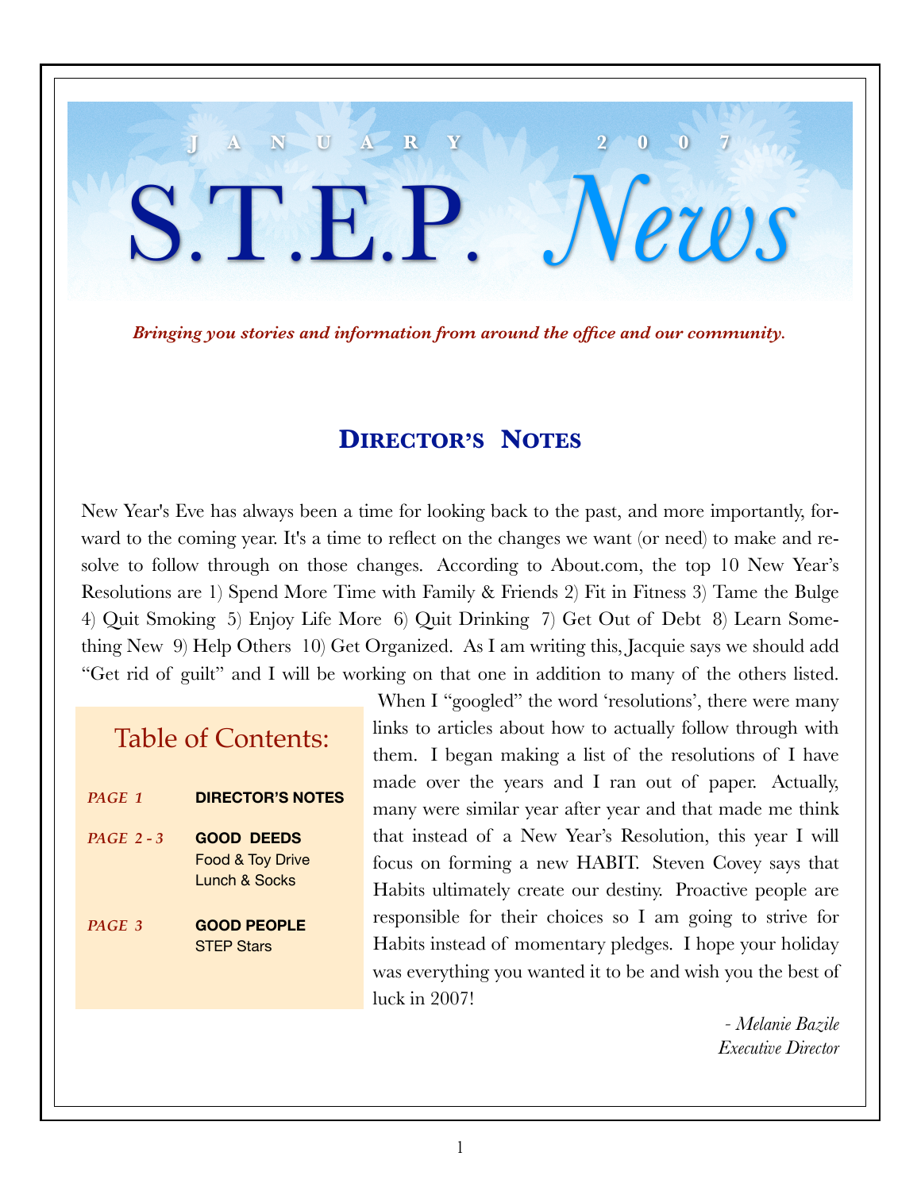# S.T.E.P. *News*

**JANUARY 2007**

***Bringing you stories and information from around the office and our community.***

## DIRECTOR'S NOTES

New Year's Eve has always been a time for looking back to the past, and more importantly, forward to the coming year. It's a time to reflect on the changes we want (or need) to make and resolve to follow through on those changes. According to About.com, the top 10 New Year's Resolutions are 1) Spend More Time with Family & Friends 2) Fit in Fitness 3) Tame the Bulge 4) Quit Smoking 5) Enjoy Life More 6) Quit Drinking 7) Get Out of Debt 8) Learn Something New 9) Help Others 10) Get Organized. As I am writing this, Jacquie says we should add "Get rid of guilt" and I will be working on that one in addition to many of the others listed. When I "googled" the word 'resolutions', there were many links to articles about how to actually follow through with them. I began making a list of the resolutions of I have made over the years and I ran out of paper. Actually, many were similar year after year and that made me think that instead of a New Year's Resolution, this year I will focus on forming a new HABIT. Steven Covey says that Habits ultimately create our destiny. Proactive people are responsible for their choices so I am going to strive for Habits instead of momentary pledges. I hope your holiday was everything you wanted it to be and wish you the best of luck in 2007!

*- Melanie Bazile*
*Executive Director*

### Table of Contents:

| | |
|---|---|
| *PAGE 1* | **DIRECTOR'S NOTES** |
| *PAGE 2 - 3* | **GOOD DEEDS**<br>Food & Toy Drive<br>Lunch & Socks |
| *PAGE 3* | **GOOD PEOPLE**<br>STEP Stars |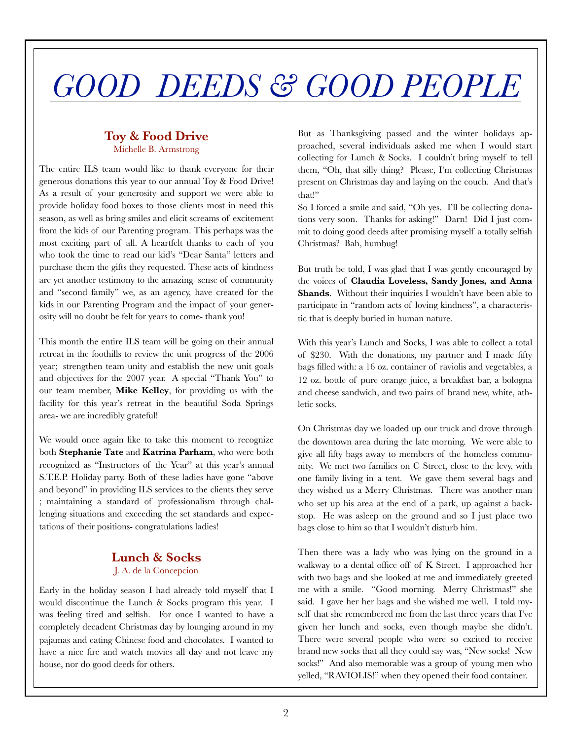# *GOOD DEEDS & GOOD PEOPLE*

## Toy & Food Drive

Michelle B. Armstrong

The entire ILS team would like to thank everyone for their generous donations this year to our annual Toy & Food Drive! As a result of your generosity and support we were able to provide holiday food boxes to those clients most in need this season, as well as bring smiles and elicit screams of excitement from the kids of our Parenting program. This perhaps was the most exciting part of all. A heartfelt thanks to each of you who took the time to read our kid's "Dear Santa" letters and purchase them the gifts they requested. These acts of kindness are yet another testimony to the amazing sense of community and "second family" we, as an agency, have created for the kids in our Parenting Program and the impact of your generosity will no doubt be felt for years to come- thank you!

This month the entire ILS team will be going on their annual retreat in the foothills to review the unit progress of the 2006 year; strengthen team unity and establish the new unit goals and objectives for the 2007 year. A special "Thank You" to our team member, **Mike Kelley**, for providing us with the facility for this year's retreat in the beautiful Soda Springs area- we are incredibly grateful!

We would once again like to take this moment to recognize both **Stephanie Tate** and **Katrina Parham**, who were both recognized as "Instructors of the Year" at this year's annual S.T.E.P. Holiday party. Both of these ladies have gone "above and beyond" in providing ILS services to the clients they serve ; maintaining a standard of professionalism through challenging situations and exceeding the set standards and expectations of their positions- congratulations ladies!

## Lunch & Socks

J. A. de la Concepcion

Early in the holiday season I had already told myself that I would discontinue the Lunch & Socks program this year. I was feeling tired and selfish. For once I wanted to have a completely decadent Christmas day by lounging around in my pajamas and eating Chinese food and chocolates. I wanted to have a nice fire and watch movies all day and not leave my house, nor do good deeds for others.

But as Thanksgiving passed and the winter holidays approached, several individuals asked me when I would start collecting for Lunch & Socks. I couldn't bring myself to tell them, "Oh, that silly thing? Please, I'm collecting Christmas present on Christmas day and laying on the couch. And that's that!"

So I forced a smile and said, "Oh yes. I'll be collecting donations very soon. Thanks for asking!" Darn! Did I just commit to doing good deeds after promising myself a totally selfish Christmas? Bah, humbug!

But truth be told, I was glad that I was gently encouraged by the voices of **Claudia Loveless, Sandy Jones, and Anna Shands**. Without their inquiries I wouldn't have been able to participate in "random acts of loving kindness", a characteristic that is deeply buried in human nature.

With this year's Lunch and Socks, I was able to collect a total of $230. With the donations, my partner and I made fifty bags filled with: a 16 oz. container of raviolis and vegetables, a 12 oz. bottle of pure orange juice, a breakfast bar, a bologna and cheese sandwich, and two pairs of brand new, white, athletic socks.

On Christmas day we loaded up our truck and drove through the downtown area during the late morning. We were able to give all fifty bags away to members of the homeless community. We met two families on C Street, close to the levy, with one family living in a tent. We gave them several bags and they wished us a Merry Christmas. There was another man who set up his area at the end of a park, up against a backstop. He was asleep on the ground and so I just place two bags close to him so that I wouldn't disturb him.

Then there was a lady who was lying on the ground in a walkway to a dental office off of K Street. I approached her with two bags and she looked at me and immediately greeted me with a smile. "Good morning. Merry Christmas!" she said. I gave her her bags and she wished me well. I told myself that she remembered me from the last three years that I've given her lunch and socks, even though maybe she didn't. There were several people who were so excited to receive brand new socks that all they could say was, "New socks! New socks!" And also memorable was a group of young men who yelled, "RAVIOLIS!" when they opened their food container.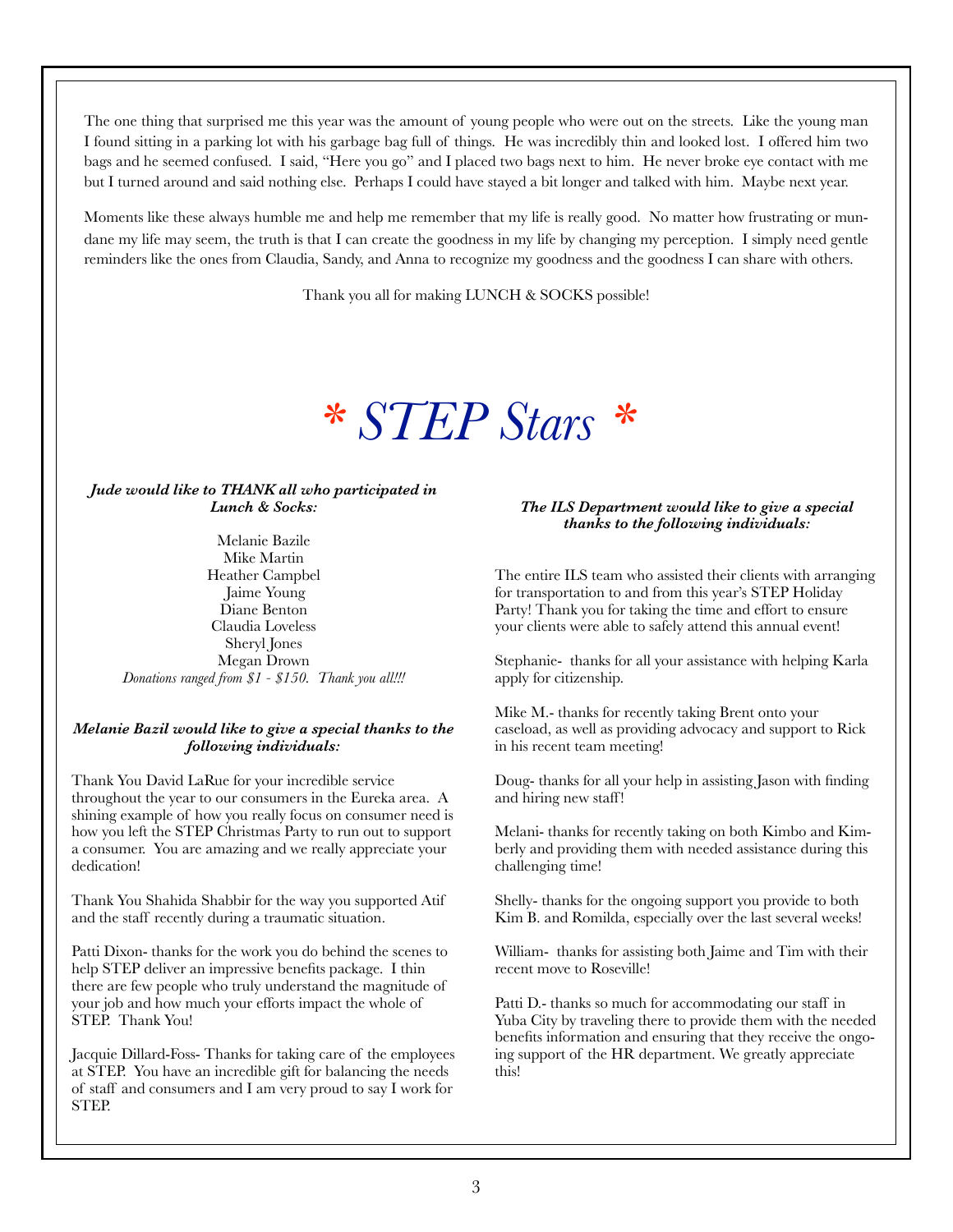The one thing that surprised me this year was the amount of young people who were out on the streets. Like the young man I found sitting in a parking lot with his garbage bag full of things. He was incredibly thin and looked lost. I offered him two bags and he seemed confused. I said, "Here you go" and I placed two bags next to him. He never broke eye contact with me but I turned around and said nothing else. Perhaps I could have stayed a bit longer and talked with him. Maybe next year.

Moments like these always humble me and help me remember that my life is really good. No matter how frustrating or mundane my life may seem, the truth is that I can create the goodness in my life by changing my perception. I simply need gentle reminders like the ones from Claudia, Sandy, and Anna to recognize my goodness and the goodness I can share with others.

Thank you all for making LUNCH & SOCKS possible!

# * STEP Stars *

***Jude would like to THANK all who participated in Lunch & Socks:***

Melanie Bazile
Mike Martin
Heather Campbel
Jaime Young
Diane Benton
Claudia Loveless
Sheryl Jones
Megan Drown
*Donations ranged from $1 - $150. Thank you all!!!*

***Melanie Bazil would like to give a special thanks to the following individuals:***

Thank You David LaRue for your incredible service throughout the year to our consumers in the Eureka area. A shining example of how you really focus on consumer need is how you left the STEP Christmas Party to run out to support a consumer. You are amazing and we really appreciate your dedication!

Thank You Shahida Shabbir for the way you supported Atif and the staff recently during a traumatic situation.

Patti Dixon- thanks for the work you do behind the scenes to help STEP deliver an impressive benefits package. I thin there are few people who truly understand the magnitude of your job and how much your efforts impact the whole of STEP. Thank You!

Jacquie Dillard-Foss- Thanks for taking care of the employees at STEP. You have an incredible gift for balancing the needs of staff and consumers and I am very proud to say I work for STEP.

***The ILS Department would like to give a special thanks to the following individuals:***

The entire ILS team who assisted their clients with arranging for transportation to and from this year's STEP Holiday Party! Thank you for taking the time and effort to ensure your clients were able to safely attend this annual event!

Stephanie- thanks for all your assistance with helping Karla apply for citizenship.

Mike M.- thanks for recently taking Brent onto your caseload, as well as providing advocacy and support to Rick in his recent team meeting!

Doug- thanks for all your help in assisting Jason with finding and hiring new staff!

Melani- thanks for recently taking on both Kimbo and Kimberly and providing them with needed assistance during this challenging time!

Shelly- thanks for the ongoing support you provide to both Kim B. and Romilda, especially over the last several weeks!

William- thanks for assisting both Jaime and Tim with their recent move to Roseville!

Patti D.- thanks so much for accommodating our staff in Yuba City by traveling there to provide them with the needed benefits information and ensuring that they receive the ongoing support of the HR department. We greatly appreciate this!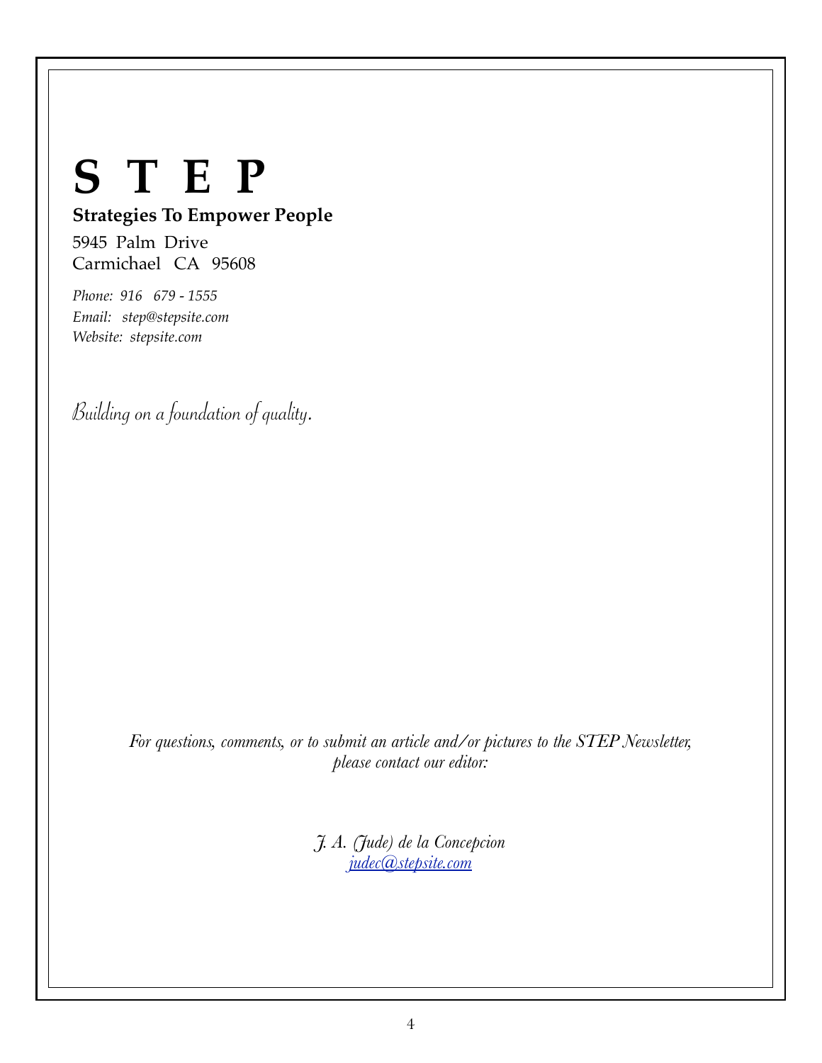# S T E P

**Strategies To Empower People**

5945 Palm Drive
Carmichael CA 95608

*Phone: 916 679 - 1555*
*Email: step@stepsite.com*
*Website: stepsite.com*

*Building on a foundation of quality.*

*For questions, comments, or to submit an article and/or pictures to the STEP Newsletter, please contact our editor:*

*J. A. (Jude) de la Concepcion*
*judec@stepsite.com*